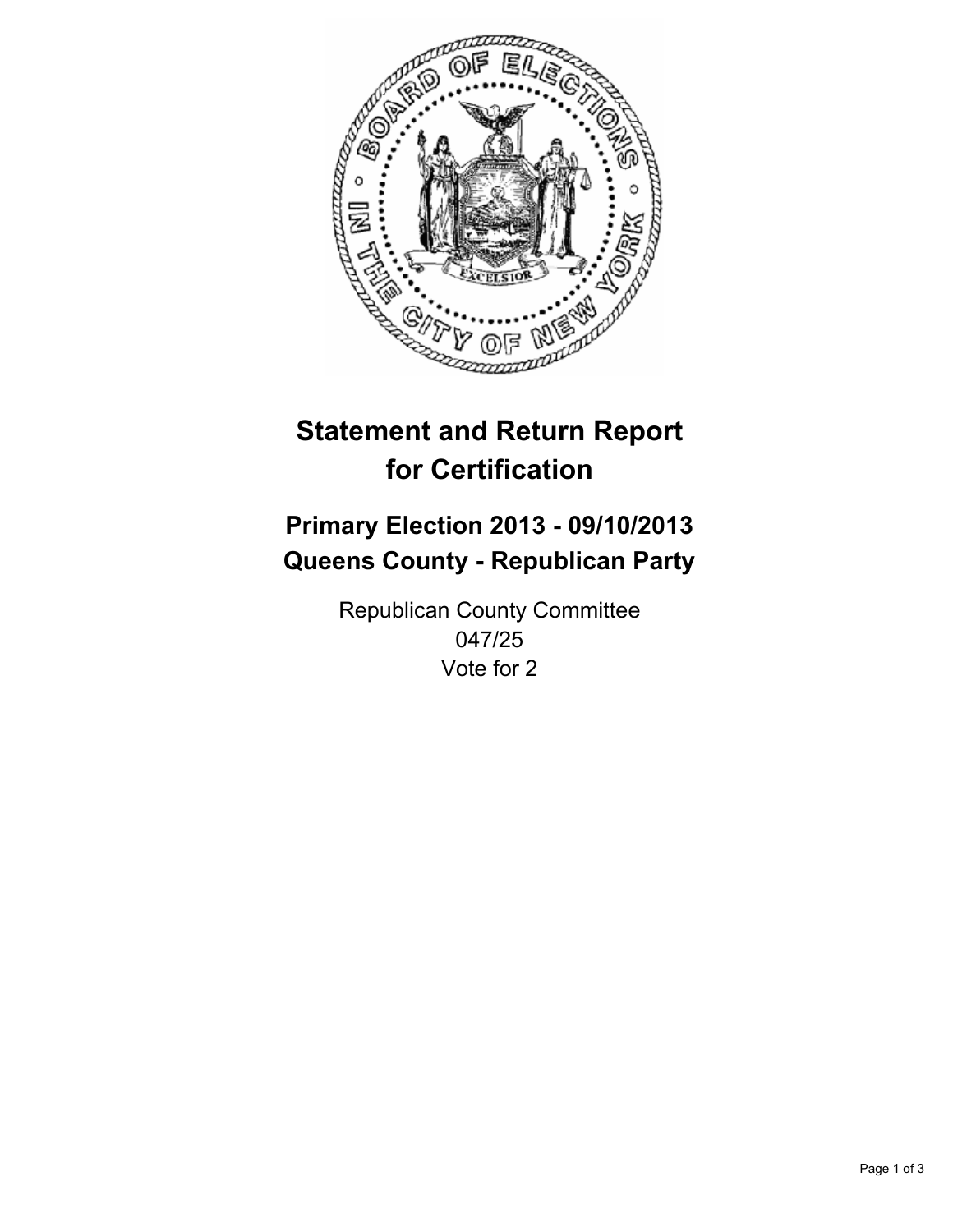# Statement and Return Report for Certification

## Primary Election 2013 - 09/10/2013
## Queens County - Republican Party

Republican County Committee
047/25
Vote for 2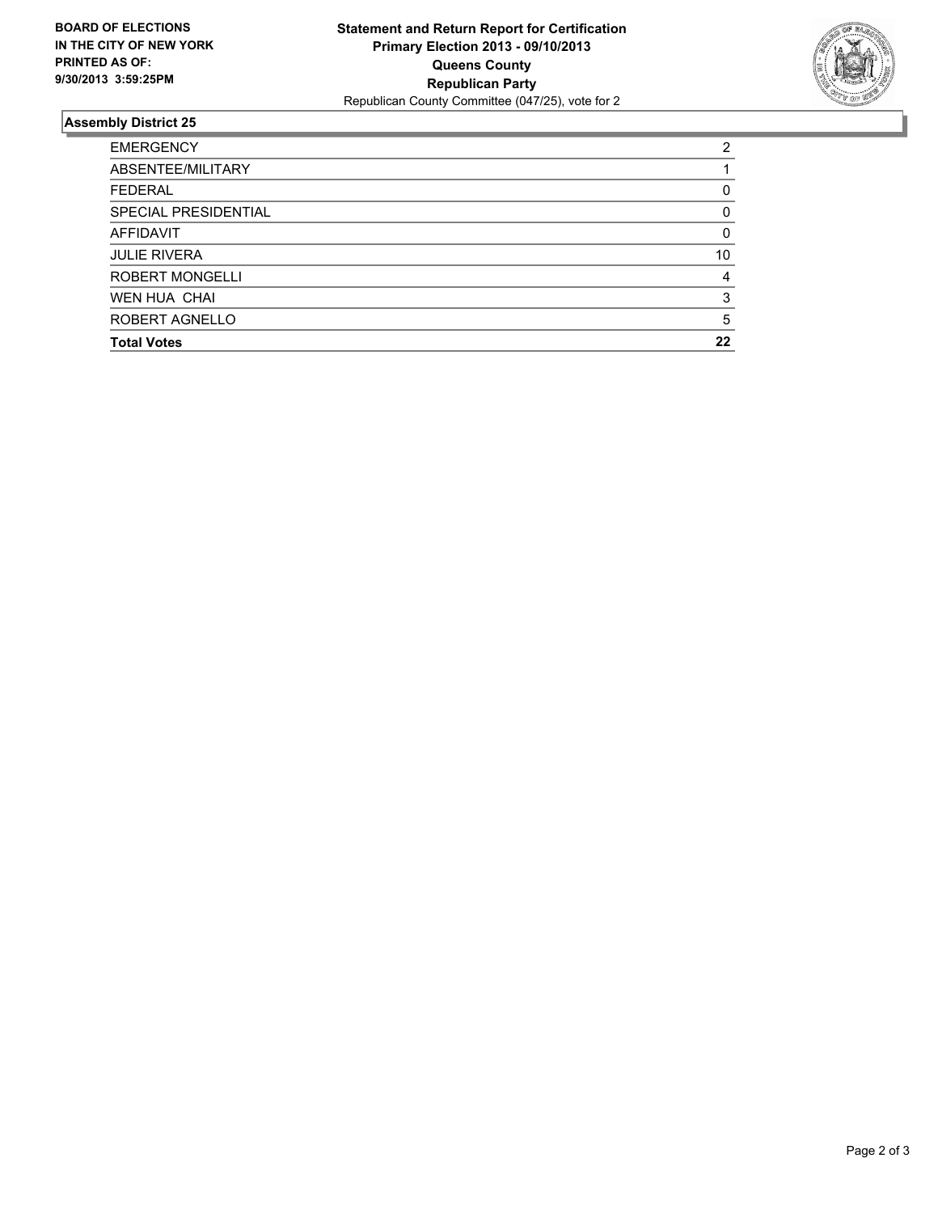**BOARD OF ELECTIONS IN THE CITY OF NEW YORK PRINTED AS OF: 9/30/2013 3:59:25PM**

**Statement and Return Report for Certification**
**Primary Election 2013 - 09/10/2013**
**Queens County**
**Republican Party**
Republican County Committee (047/25), vote for 2

## Assembly District 25

| | |
|---|---|
| EMERGENCY | 2 |
| ABSENTEE/MILITARY | 1 |
| FEDERAL | 0 |
| SPECIAL PRESIDENTIAL | 0 |
| AFFIDAVIT | 0 |
| JULIE RIVERA | 10 |
| ROBERT MONGELLI | 4 |
| WEN HUA CHAI | 3 |
| ROBERT AGNELLO | 5 |
| **Total Votes** | **22** |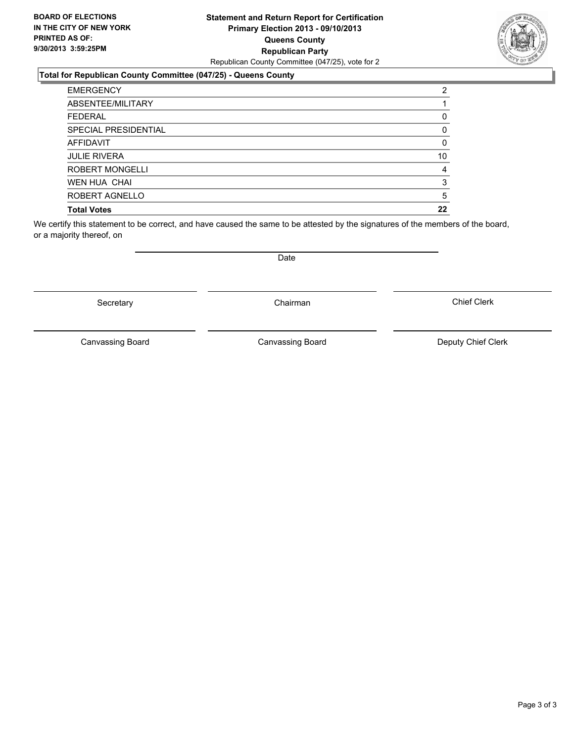**BOARD OF ELECTIONS IN THE CITY OF NEW YORK PRINTED AS OF: 9/30/2013 3:59:25PM**

**Statement and Return Report for Certification**
**Primary Election 2013 - 09/10/2013**
**Queens County**
**Republican Party**
Republican County Committee (047/25), vote for 2

### Total for Republican County Committee (047/25) - Queens County

| | |
|---|---|
| EMERGENCY | 2 |
| ABSENTEE/MILITARY | 1 |
| FEDERAL | 0 |
| SPECIAL PRESIDENTIAL | 0 |
| AFFIDAVIT | 0 |
| JULIE RIVERA | 10 |
| ROBERT MONGELLI | 4 |
| WEN HUA CHAI | 3 |
| ROBERT AGNELLO | 5 |
| **Total Votes** | **22** |

We certify this statement to be correct, and have caused the same to be attested by the signatures of the members of the board, or a majority thereof, on

Date

Secretary | Chairman | Chief Clerk

Canvassing Board | Canvassing Board | Deputy Chief Clerk